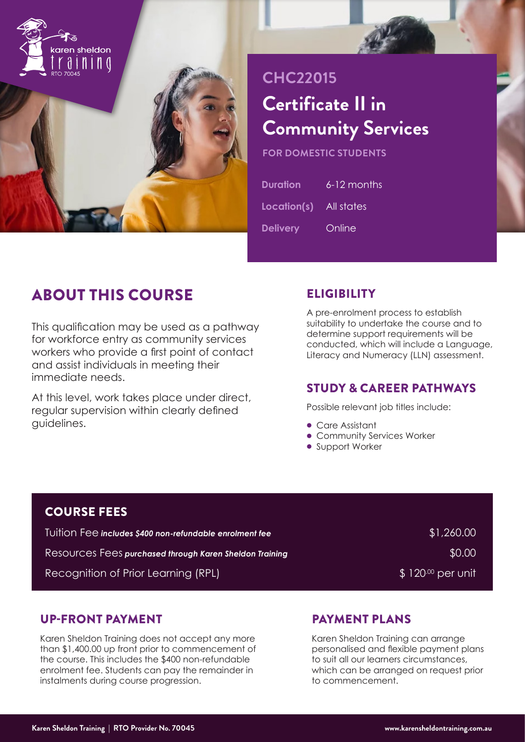karen sheldon training
RTO 70045

**CHC22015**

# Certificate II in Community Services

**FOR DOMESTIC STUDENTS**

| | |
|---|---|
| **Duration** | 6-12 months |
| **Location(s)** | All states |
| **Delivery** | Online |

## ABOUT THIS COURSE

This qualification may be used as a pathway for workforce entry as community services workers who provide a first point of contact and assist individuals in meeting their immediate needs.

At this level, work takes place under direct, regular supervision within clearly defined guidelines.

## ELIGIBILITY

A pre-enrolment process to establish suitability to undertake the course and to determine support requirements will be conducted, which will include a Language, Literacy and Numeracy (LLN) assessment.

## STUDY & CAREER PATHWAYS

Possible relevant job titles include:

- Care Assistant
- Community Services Worker
- Support Worker

## COURSE FEES

| | |
|---|---|
| Tuition Fee ***includes $400 non-refundable enrolment fee*** | $1,260.00 |
| Resources Fees ***purchased through Karen Sheldon Training*** | $0.00 |
| Recognition of Prior Learning (RPL) | $ 120.00 per unit |

## UP-FRONT PAYMENT

Karen Sheldon Training does not accept any more than $1,400.00 up front prior to commencement of the course. This includes the $400 non-refundable enrolment fee. Students can pay the remainder in instalments during course progression.

## PAYMENT PLANS

Karen Sheldon Training can arrange personalised and flexible payment plans to suit all our learners circumstances, which can be arranged on request prior to commencement.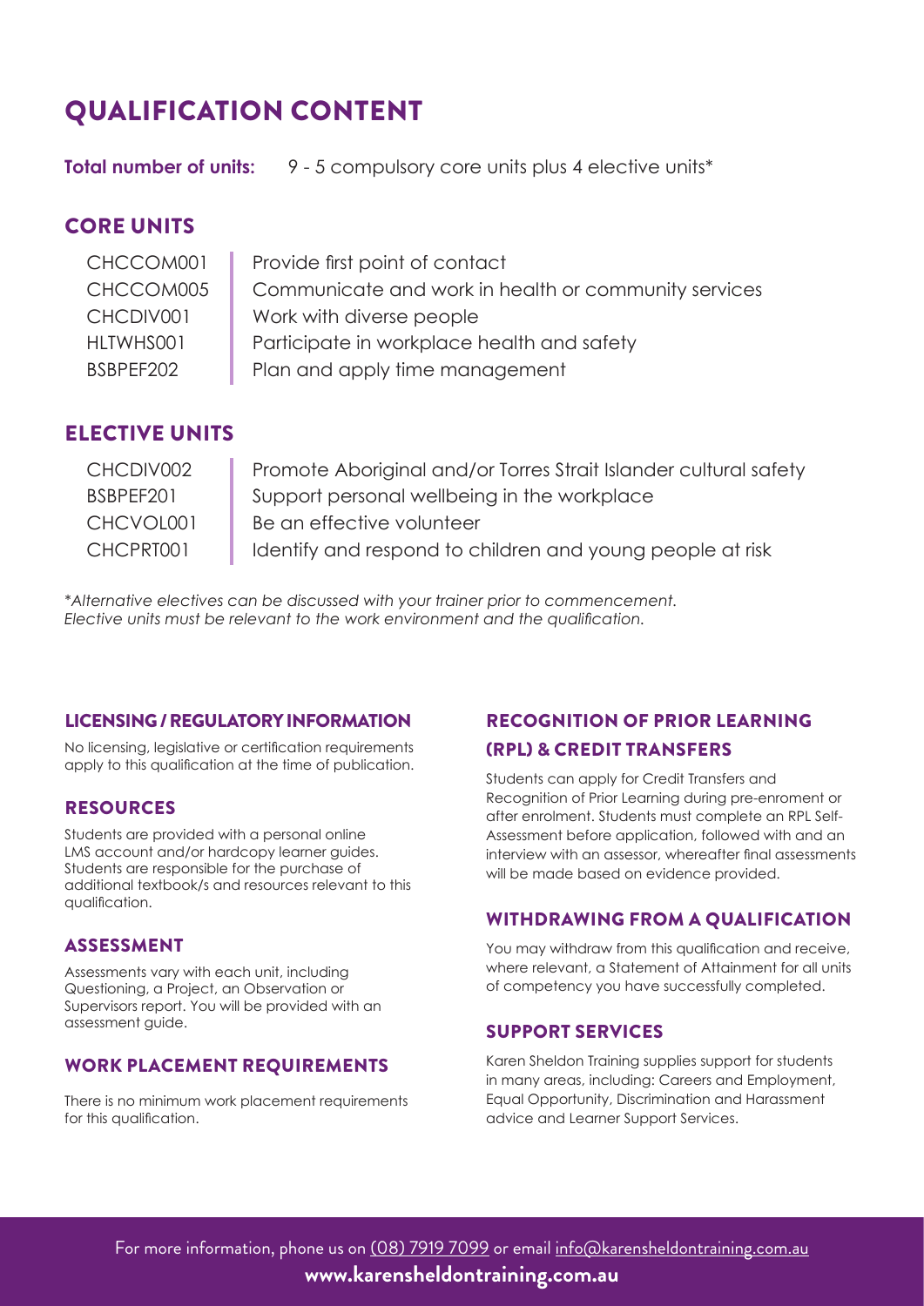# QUALIFICATION CONTENT

**Total number of units:** 9 - 5 compulsory core units plus 4 elective units*

## CORE UNITS

| | |
|---|---|
| CHCCOM001 | Provide first point of contact |
| CHCCOM005 | Communicate and work in health or community services |
| CHCDIV001 | Work with diverse people |
| HLTWHS001 | Participate in workplace health and safety |
| BSBPEF202 | Plan and apply time management |

## ELECTIVE UNITS

| | |
|---|---|
| CHCDIV002 | Promote Aboriginal and/or Torres Strait Islander cultural safety |
| BSBPEF201 | Support personal wellbeing in the workplace |
| CHCVOL001 | Be an effective volunteer |
| CHCPRT001 | Identify and respond to children and young people at risk |

*\*Alternative electives can be discussed with your trainer prior to commencement. Elective units must be relevant to the work environment and the qualification.*

### LICENSING / REGULATORY INFORMATION

No licensing, legislative or certification requirements apply to this qualification at the time of publication.

### RESOURCES

Students are provided with a personal online LMS account and/or hardcopy learner guides. Students are responsible for the purchase of additional textbook/s and resources relevant to this qualification.

### ASSESSMENT

Assessments vary with each unit, including Questioning, a Project, an Observation or Supervisors report. You will be provided with an assessment guide.

### WORK PLACEMENT REQUIREMENTS

There is no minimum work placement requirements for this qualification.

### RECOGNITION OF PRIOR LEARNING (RPL) & CREDIT TRANSFERS

Students can apply for Credit Transfers and Recognition of Prior Learning during pre-enroment or after enrolment. Students must complete an RPL Self-Assessment before application, followed with and an interview with an assessor, whereafter final assessments will be made based on evidence provided.

### WITHDRAWING FROM A QUALIFICATION

You may withdraw from this qualification and receive, where relevant, a Statement of Attainment for all units of competency you have successfully completed.

### SUPPORT SERVICES

Karen Sheldon Training supplies support for students in many areas, including: Careers and Employment, Equal Opportunity, Discrimination and Harassment advice and Learner Support Services.

For more information, phone us on (08) 7919 7099 or email info@karensheldontraining.com.au

**www.karensheldontraining.com.au**